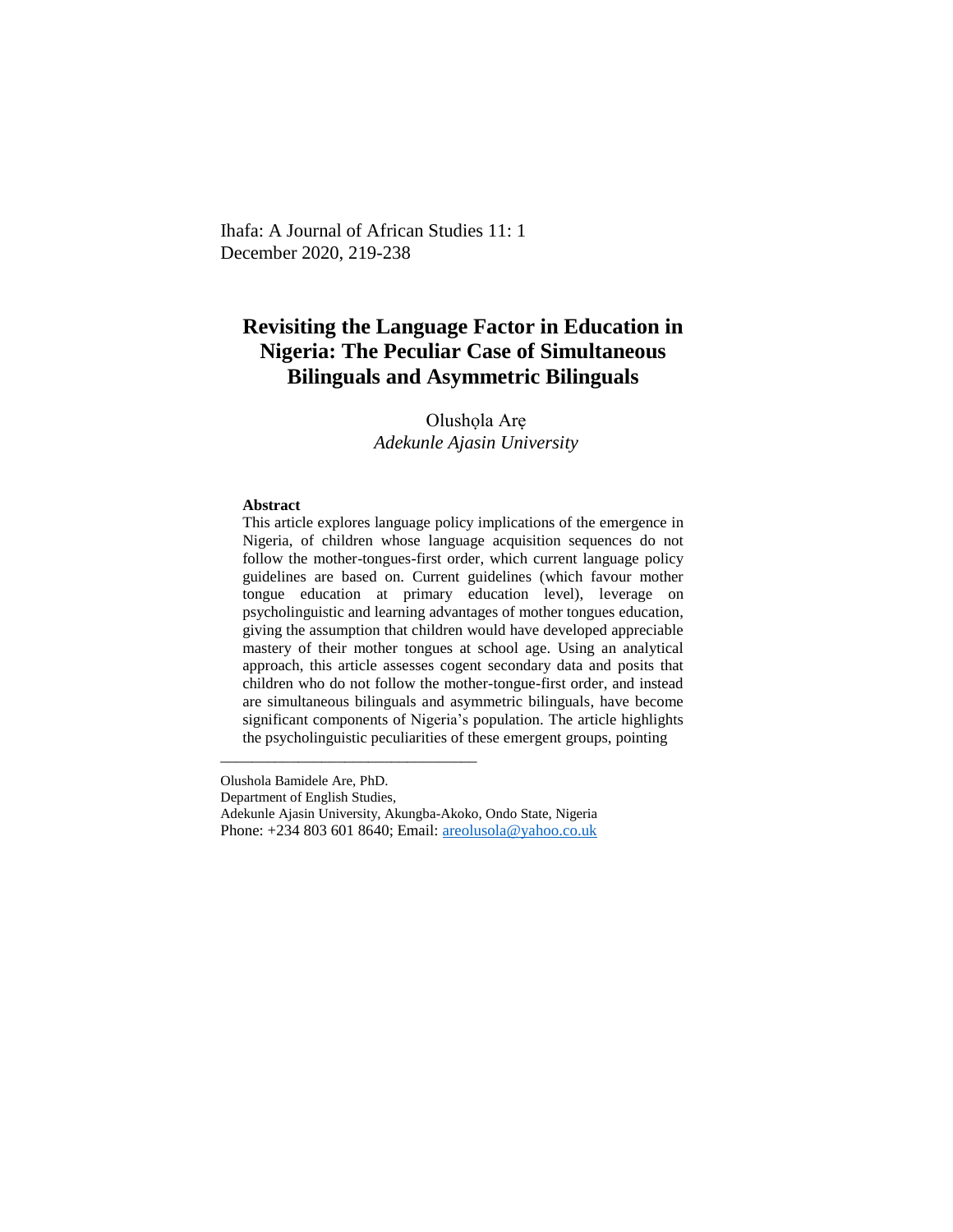Ihafa: A Journal of African Studies 11: 1
December 2020, 219-238

# Revisiting the Language Factor in Education in Nigeria: The Peculiar Case of Simultaneous Bilinguals and Asymmetric Bilinguals

Olushọla Arẹ
*Adekunle Ajasin University*

**Abstract**

This article explores language policy implications of the emergence in Nigeria, of children whose language acquisition sequences do not follow the mother-tongues-first order, which current language policy guidelines are based on. Current guidelines (which favour mother tongue education at primary education level), leverage on psycholinguistic and learning advantages of mother tongues education, giving the assumption that children would have developed appreciable mastery of their mother tongues at school age. Using an analytical approach, this article assesses cogent secondary data and posits that children who do not follow the mother-tongue-first order, and instead are simultaneous bilinguals and asymmetric bilinguals, have become significant components of Nigeria's population. The article highlights the psycholinguistic peculiarities of these emergent groups, pointing

---

Olushola Bamidele Are, PhD.
Department of English Studies,
Adekunle Ajasin University, Akungba-Akoko, Ondo State, Nigeria
Phone: +234 803 601 8640; Email: areolusola@yahoo.co.uk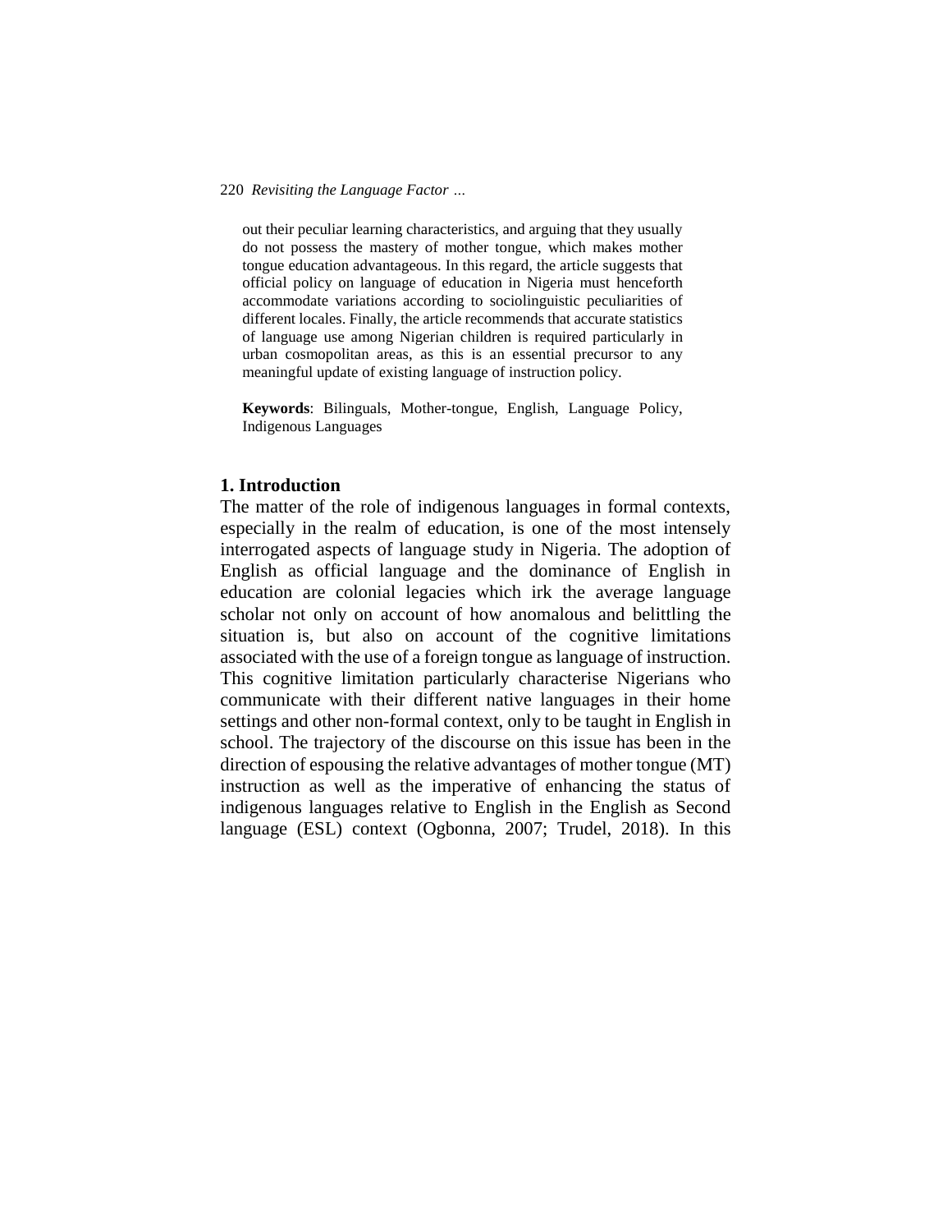out their peculiar learning characteristics, and arguing that they usually do not possess the mastery of mother tongue, which makes mother tongue education advantageous. In this regard, the article suggests that official policy on language of education in Nigeria must henceforth accommodate variations according to sociolinguistic peculiarities of different locales. Finally, the article recommends that accurate statistics of language use among Nigerian children is required particularly in urban cosmopolitan areas, as this is an essential precursor to any meaningful update of existing language of instruction policy.

**Keywords**: Bilinguals, Mother-tongue, English, Language Policy, Indigenous Languages

## 1. Introduction

The matter of the role of indigenous languages in formal contexts, especially in the realm of education, is one of the most intensely interrogated aspects of language study in Nigeria. The adoption of English as official language and the dominance of English in education are colonial legacies which irk the average language scholar not only on account of how anomalous and belittling the situation is, but also on account of the cognitive limitations associated with the use of a foreign tongue as language of instruction. This cognitive limitation particularly characterise Nigerians who communicate with their different native languages in their home settings and other non-formal context, only to be taught in English in school. The trajectory of the discourse on this issue has been in the direction of espousing the relative advantages of mother tongue (MT) instruction as well as the imperative of enhancing the status of indigenous languages relative to English in the English as Second language (ESL) context (Ogbonna, 2007; Trudel, 2018). In this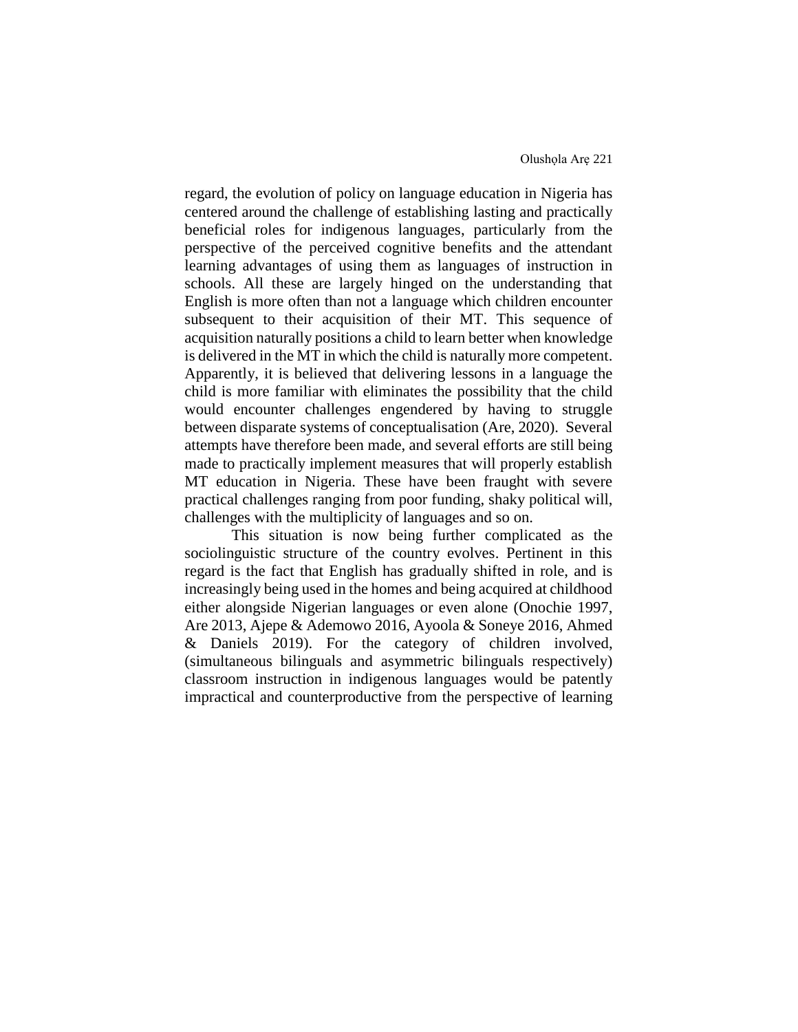regard, the evolution of policy on language education in Nigeria has centered around the challenge of establishing lasting and practically beneficial roles for indigenous languages, particularly from the perspective of the perceived cognitive benefits and the attendant learning advantages of using them as languages of instruction in schools. All these are largely hinged on the understanding that English is more often than not a language which children encounter subsequent to their acquisition of their MT. This sequence of acquisition naturally positions a child to learn better when knowledge is delivered in the MT in which the child is naturally more competent. Apparently, it is believed that delivering lessons in a language the child is more familiar with eliminates the possibility that the child would encounter challenges engendered by having to struggle between disparate systems of conceptualisation (Are, 2020). Several attempts have therefore been made, and several efforts are still being made to practically implement measures that will properly establish MT education in Nigeria. These have been fraught with severe practical challenges ranging from poor funding, shaky political will, challenges with the multiplicity of languages and so on.

This situation is now being further complicated as the sociolinguistic structure of the country evolves. Pertinent in this regard is the fact that English has gradually shifted in role, and is increasingly being used in the homes and being acquired at childhood either alongside Nigerian languages or even alone (Onochie 1997, Are 2013, Ajepe & Ademowo 2016, Ayoola & Soneye 2016, Ahmed & Daniels 2019). For the category of children involved, (simultaneous bilinguals and asymmetric bilinguals respectively) classroom instruction in indigenous languages would be patently impractical and counterproductive from the perspective of learning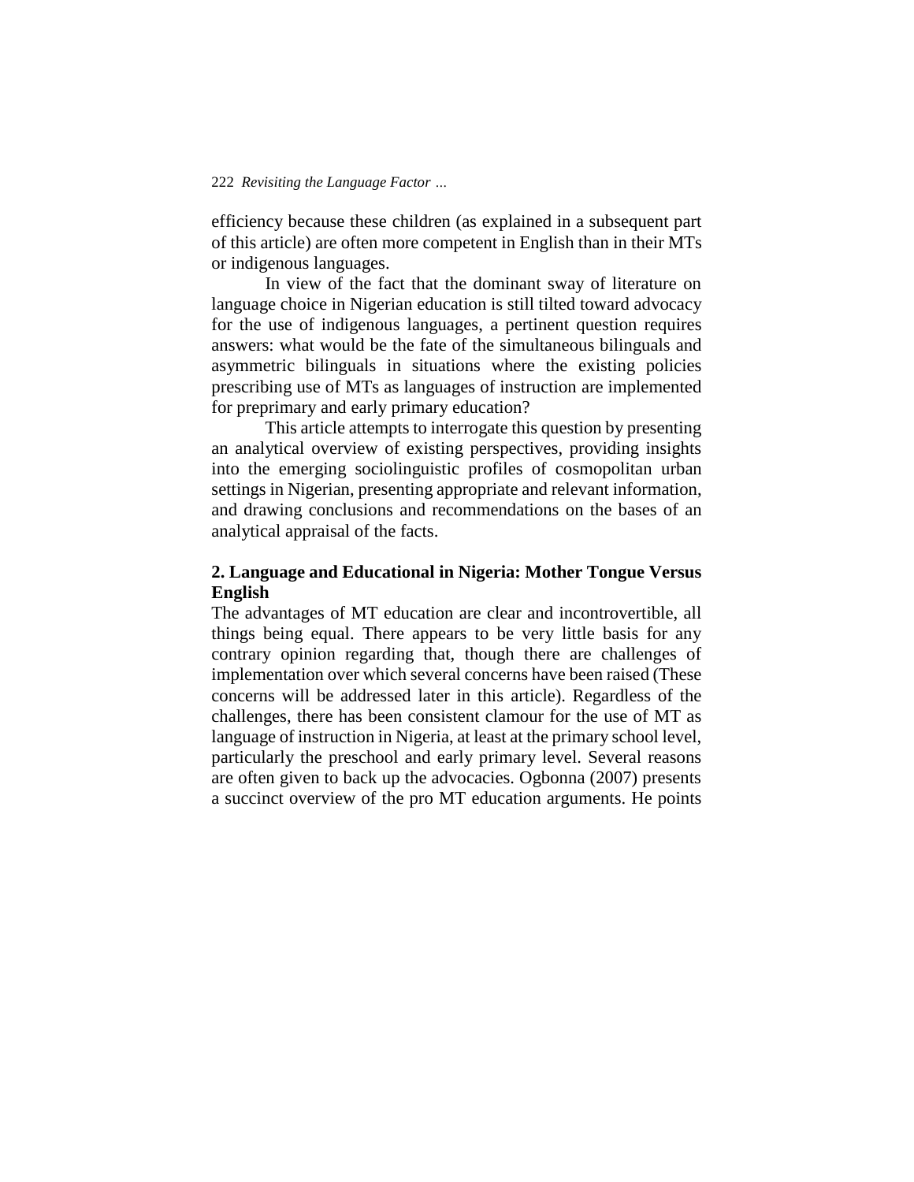efficiency because these children (as explained in a subsequent part of this article) are often more competent in English than in their MTs or indigenous languages.

In view of the fact that the dominant sway of literature on language choice in Nigerian education is still tilted toward advocacy for the use of indigenous languages, a pertinent question requires answers: what would be the fate of the simultaneous bilinguals and asymmetric bilinguals in situations where the existing policies prescribing use of MTs as languages of instruction are implemented for preprimary and early primary education?

This article attempts to interrogate this question by presenting an analytical overview of existing perspectives, providing insights into the emerging sociolinguistic profiles of cosmopolitan urban settings in Nigerian, presenting appropriate and relevant information, and drawing conclusions and recommendations on the bases of an analytical appraisal of the facts.

## 2. Language and Educational in Nigeria: Mother Tongue Versus English

The advantages of MT education are clear and incontrovertible, all things being equal. There appears to be very little basis for any contrary opinion regarding that, though there are challenges of implementation over which several concerns have been raised (These concerns will be addressed later in this article). Regardless of the challenges, there has been consistent clamour for the use of MT as language of instruction in Nigeria, at least at the primary school level, particularly the preschool and early primary level. Several reasons are often given to back up the advocacies. Ogbonna (2007) presents a succinct overview of the pro MT education arguments. He points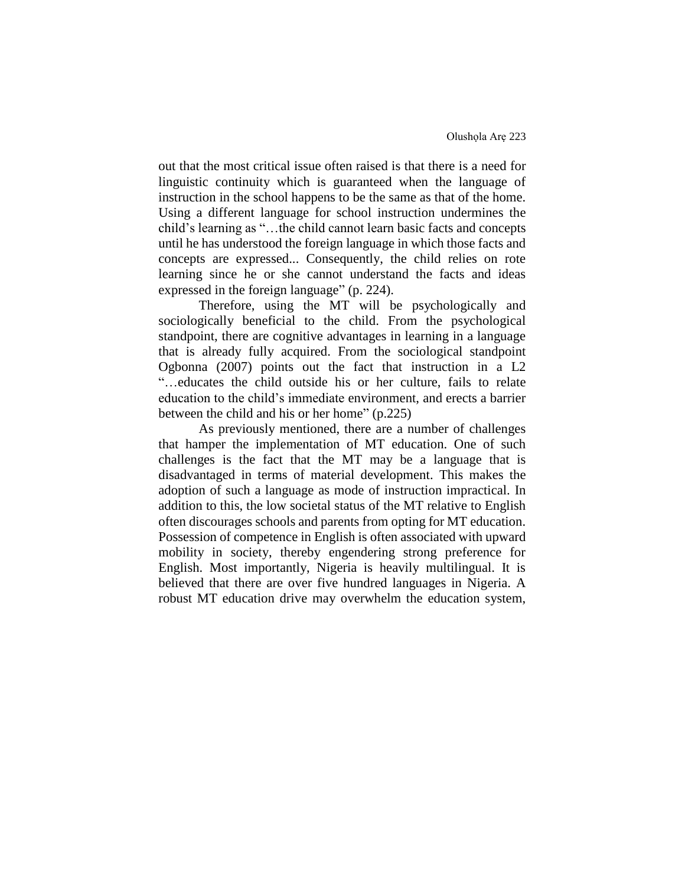out that the most critical issue often raised is that there is a need for linguistic continuity which is guaranteed when the language of instruction in the school happens to be the same as that of the home. Using a different language for school instruction undermines the child's learning as "…the child cannot learn basic facts and concepts until he has understood the foreign language in which those facts and concepts are expressed... Consequently, the child relies on rote learning since he or she cannot understand the facts and ideas expressed in the foreign language" (p. 224).

Therefore, using the MT will be psychologically and sociologically beneficial to the child. From the psychological standpoint, there are cognitive advantages in learning in a language that is already fully acquired. From the sociological standpoint Ogbonna (2007) points out the fact that instruction in a L2 "…educates the child outside his or her culture, fails to relate education to the child's immediate environment, and erects a barrier between the child and his or her home" (p.225)

As previously mentioned, there are a number of challenges that hamper the implementation of MT education. One of such challenges is the fact that the MT may be a language that is disadvantaged in terms of material development. This makes the adoption of such a language as mode of instruction impractical. In addition to this, the low societal status of the MT relative to English often discourages schools and parents from opting for MT education. Possession of competence in English is often associated with upward mobility in society, thereby engendering strong preference for English. Most importantly, Nigeria is heavily multilingual. It is believed that there are over five hundred languages in Nigeria. A robust MT education drive may overwhelm the education system,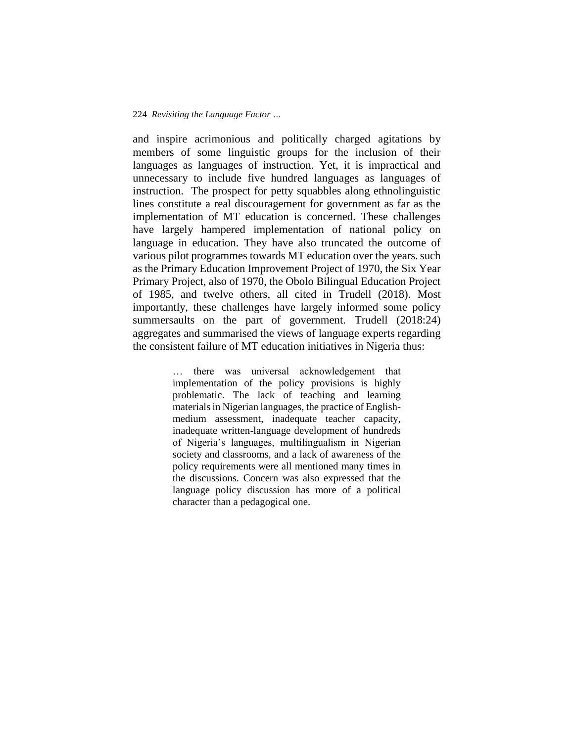and inspire acrimonious and politically charged agitations by members of some linguistic groups for the inclusion of their languages as languages of instruction. Yet, it is impractical and unnecessary to include five hundred languages as languages of instruction. The prospect for petty squabbles along ethnolinguistic lines constitute a real discouragement for government as far as the implementation of MT education is concerned. These challenges have largely hampered implementation of national policy on language in education. They have also truncated the outcome of various pilot programmes towards MT education over the years. such as the Primary Education Improvement Project of 1970, the Six Year Primary Project, also of 1970, the Obolo Bilingual Education Project of 1985, and twelve others, all cited in Trudell (2018). Most importantly, these challenges have largely informed some policy summersaults on the part of government. Trudell (2018:24) aggregates and summarised the views of language experts regarding the consistent failure of MT education initiatives in Nigeria thus:

> … there was universal acknowledgement that implementation of the policy provisions is highly problematic. The lack of teaching and learning materials in Nigerian languages, the practice of English-medium assessment, inadequate teacher capacity, inadequate written-language development of hundreds of Nigeria's languages, multilingualism in Nigerian society and classrooms, and a lack of awareness of the policy requirements were all mentioned many times in the discussions. Concern was also expressed that the language policy discussion has more of a political character than a pedagogical one.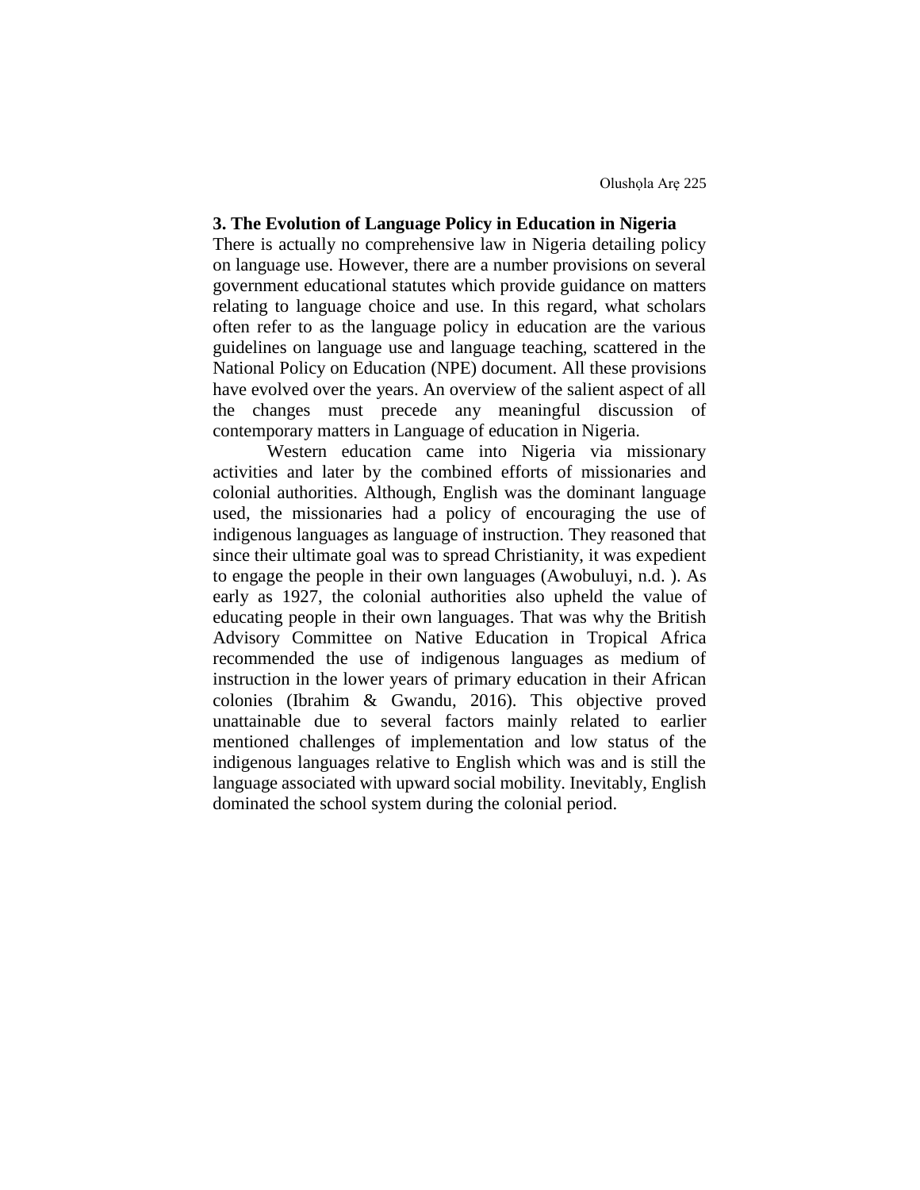### 3. The Evolution of Language Policy in Education in Nigeria

There is actually no comprehensive law in Nigeria detailing policy on language use. However, there are a number provisions on several government educational statutes which provide guidance on matters relating to language choice and use. In this regard, what scholars often refer to as the language policy in education are the various guidelines on language use and language teaching, scattered in the National Policy on Education (NPE) document. All these provisions have evolved over the years. An overview of the salient aspect of all the changes must precede any meaningful discussion of contemporary matters in Language of education in Nigeria.

Western education came into Nigeria via missionary activities and later by the combined efforts of missionaries and colonial authorities. Although, English was the dominant language used, the missionaries had a policy of encouraging the use of indigenous languages as language of instruction. They reasoned that since their ultimate goal was to spread Christianity, it was expedient to engage the people in their own languages (Awobuluyi, n.d. ). As early as 1927, the colonial authorities also upheld the value of educating people in their own languages. That was why the British Advisory Committee on Native Education in Tropical Africa recommended the use of indigenous languages as medium of instruction in the lower years of primary education in their African colonies (Ibrahim & Gwandu, 2016). This objective proved unattainable due to several factors mainly related to earlier mentioned challenges of implementation and low status of the indigenous languages relative to English which was and is still the language associated with upward social mobility. Inevitably, English dominated the school system during the colonial period.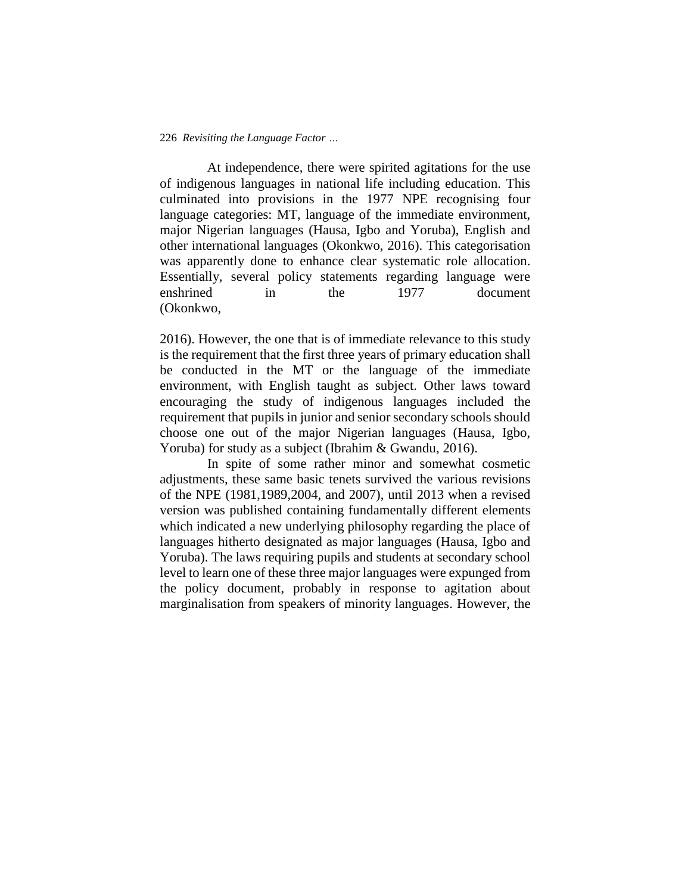At independence, there were spirited agitations for the use of indigenous languages in national life including education. This culminated into provisions in the 1977 NPE recognising four language categories: MT, language of the immediate environment, major Nigerian languages (Hausa, Igbo and Yoruba), English and other international languages (Okonkwo, 2016). This categorisation was apparently done to enhance clear systematic role allocation. Essentially, several policy statements regarding language were enshrined in the 1977 document (Okonkwo, 2016). However, the one that is of immediate relevance to this study is the requirement that the first three years of primary education shall be conducted in the MT or the language of the immediate environment, with English taught as subject. Other laws toward encouraging the study of indigenous languages included the requirement that pupils in junior and senior secondary schools should choose one out of the major Nigerian languages (Hausa, Igbo, Yoruba) for study as a subject (Ibrahim & Gwandu, 2016).

In spite of some rather minor and somewhat cosmetic adjustments, these same basic tenets survived the various revisions of the NPE (1981,1989,2004, and 2007), until 2013 when a revised version was published containing fundamentally different elements which indicated a new underlying philosophy regarding the place of languages hitherto designated as major languages (Hausa, Igbo and Yoruba). The laws requiring pupils and students at secondary school level to learn one of these three major languages were expunged from the policy document, probably in response to agitation about marginalisation from speakers of minority languages. However, the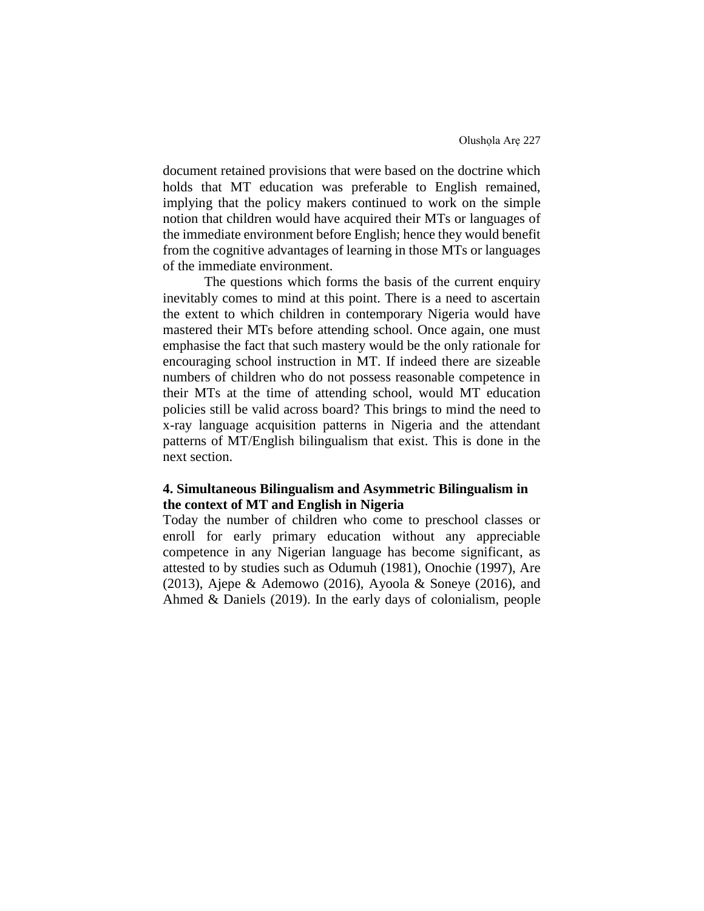document retained provisions that were based on the doctrine which holds that MT education was preferable to English remained, implying that the policy makers continued to work on the simple notion that children would have acquired their MTs or languages of the immediate environment before English; hence they would benefit from the cognitive advantages of learning in those MTs or languages of the immediate environment.

The questions which forms the basis of the current enquiry inevitably comes to mind at this point. There is a need to ascertain the extent to which children in contemporary Nigeria would have mastered their MTs before attending school. Once again, one must emphasise the fact that such mastery would be the only rationale for encouraging school instruction in MT. If indeed there are sizeable numbers of children who do not possess reasonable competence in their MTs at the time of attending school, would MT education policies still be valid across board? This brings to mind the need to x-ray language acquisition patterns in Nigeria and the attendant patterns of MT/English bilingualism that exist. This is done in the next section.

## 4. Simultaneous Bilingualism and Asymmetric Bilingualism in the context of MT and English in Nigeria

Today the number of children who come to preschool classes or enroll for early primary education without any appreciable competence in any Nigerian language has become significant, as attested to by studies such as Odumuh (1981), Onochie (1997), Are (2013), Ajepe & Ademowo (2016), Ayoola & Soneye (2016), and Ahmed & Daniels (2019). In the early days of colonialism, people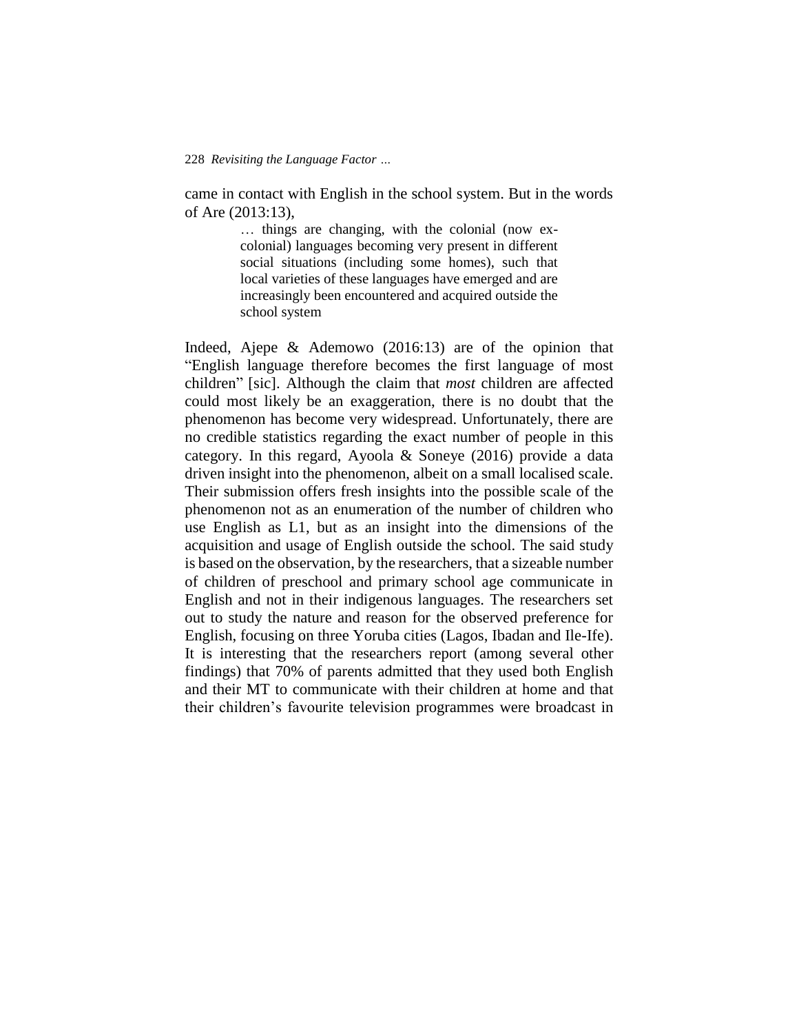came in contact with English in the school system. But in the words of Are (2013:13),

> … things are changing, with the colonial (now ex-colonial) languages becoming very present in different social situations (including some homes), such that local varieties of these languages have emerged and are increasingly been encountered and acquired outside the school system

Indeed, Ajepe & Ademowo (2016:13) are of the opinion that "English language therefore becomes the first language of most children" [sic]. Although the claim that *most* children are affected could most likely be an exaggeration, there is no doubt that the phenomenon has become very widespread. Unfortunately, there are no credible statistics regarding the exact number of people in this category. In this regard, Ayoola & Soneye (2016) provide a data driven insight into the phenomenon, albeit on a small localised scale. Their submission offers fresh insights into the possible scale of the phenomenon not as an enumeration of the number of children who use English as L1, but as an insight into the dimensions of the acquisition and usage of English outside the school. The said study is based on the observation, by the researchers, that a sizeable number of children of preschool and primary school age communicate in English and not in their indigenous languages. The researchers set out to study the nature and reason for the observed preference for English, focusing on three Yoruba cities (Lagos, Ibadan and Ile-Ife). It is interesting that the researchers report (among several other findings) that 70% of parents admitted that they used both English and their MT to communicate with their children at home and that their children's favourite television programmes were broadcast in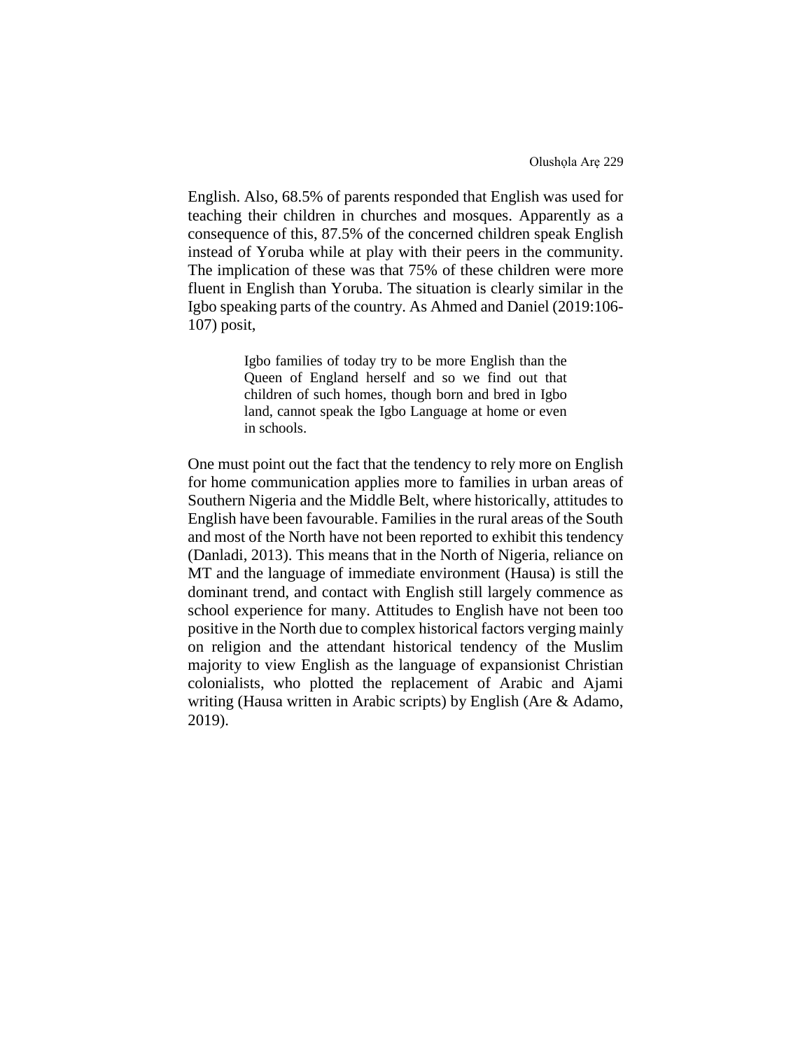English. Also, 68.5% of parents responded that English was used for teaching their children in churches and mosques. Apparently as a consequence of this, 87.5% of the concerned children speak English instead of Yoruba while at play with their peers in the community. The implication of these was that 75% of these children were more fluent in English than Yoruba. The situation is clearly similar in the Igbo speaking parts of the country. As Ahmed and Daniel (2019:106-107) posit,

> Igbo families of today try to be more English than the Queen of England herself and so we find out that children of such homes, though born and bred in Igbo land, cannot speak the Igbo Language at home or even in schools.

One must point out the fact that the tendency to rely more on English for home communication applies more to families in urban areas of Southern Nigeria and the Middle Belt, where historically, attitudes to English have been favourable. Families in the rural areas of the South and most of the North have not been reported to exhibit this tendency (Danladi, 2013). This means that in the North of Nigeria, reliance on MT and the language of immediate environment (Hausa) is still the dominant trend, and contact with English still largely commence as school experience for many. Attitudes to English have not been too positive in the North due to complex historical factors verging mainly on religion and the attendant historical tendency of the Muslim majority to view English as the language of expansionist Christian colonialists, who plotted the replacement of Arabic and Ajami writing (Hausa written in Arabic scripts) by English (Are & Adamo, 2019).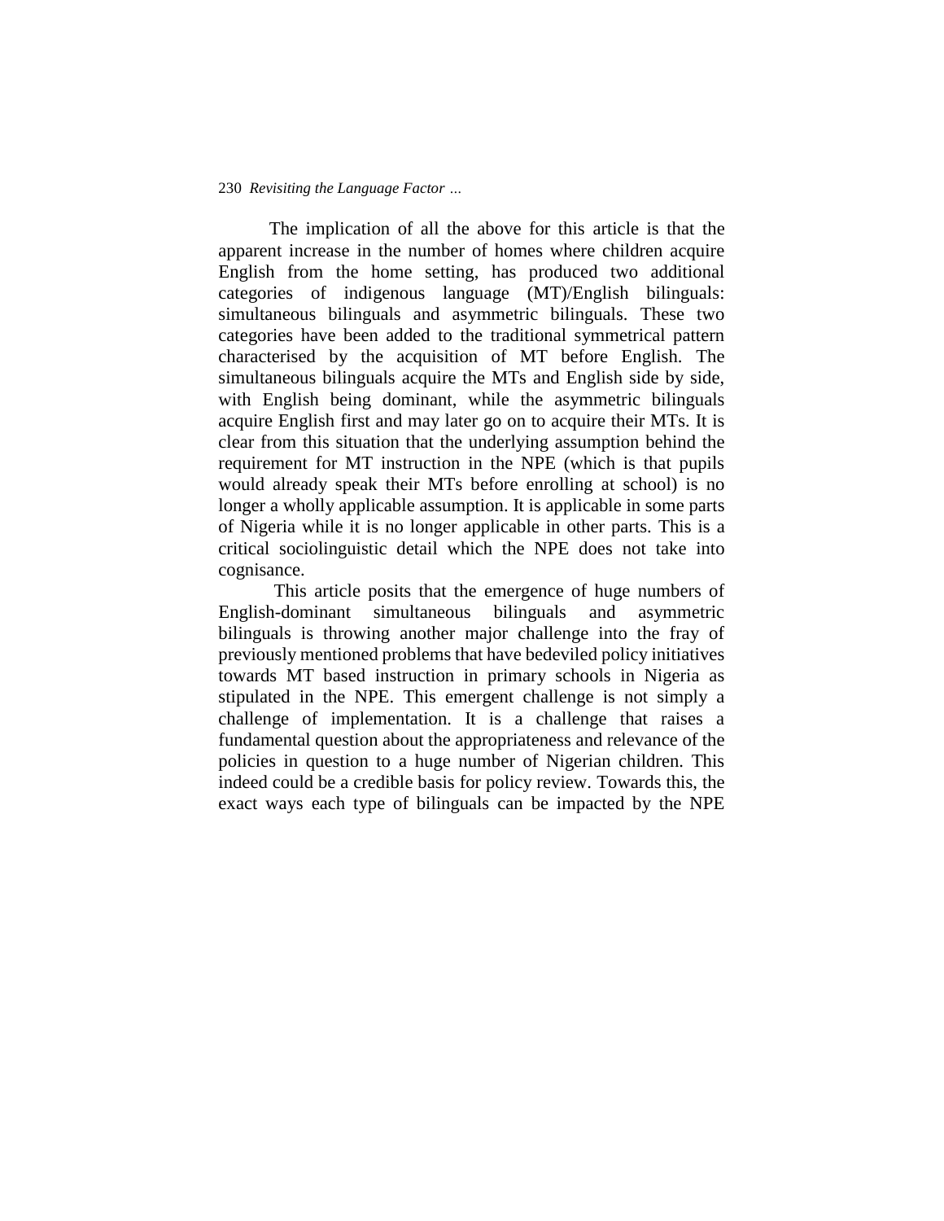The implication of all the above for this article is that the apparent increase in the number of homes where children acquire English from the home setting, has produced two additional categories of indigenous language (MT)/English bilinguals: simultaneous bilinguals and asymmetric bilinguals. These two categories have been added to the traditional symmetrical pattern characterised by the acquisition of MT before English. The simultaneous bilinguals acquire the MTs and English side by side, with English being dominant, while the asymmetric bilinguals acquire English first and may later go on to acquire their MTs. It is clear from this situation that the underlying assumption behind the requirement for MT instruction in the NPE (which is that pupils would already speak their MTs before enrolling at school) is no longer a wholly applicable assumption. It is applicable in some parts of Nigeria while it is no longer applicable in other parts. This is a critical sociolinguistic detail which the NPE does not take into cognisance.

This article posits that the emergence of huge numbers of English-dominant simultaneous bilinguals and asymmetric bilinguals is throwing another major challenge into the fray of previously mentioned problems that have bedeviled policy initiatives towards MT based instruction in primary schools in Nigeria as stipulated in the NPE. This emergent challenge is not simply a challenge of implementation. It is a challenge that raises a fundamental question about the appropriateness and relevance of the policies in question to a huge number of Nigerian children. This indeed could be a credible basis for policy review. Towards this, the exact ways each type of bilinguals can be impacted by the NPE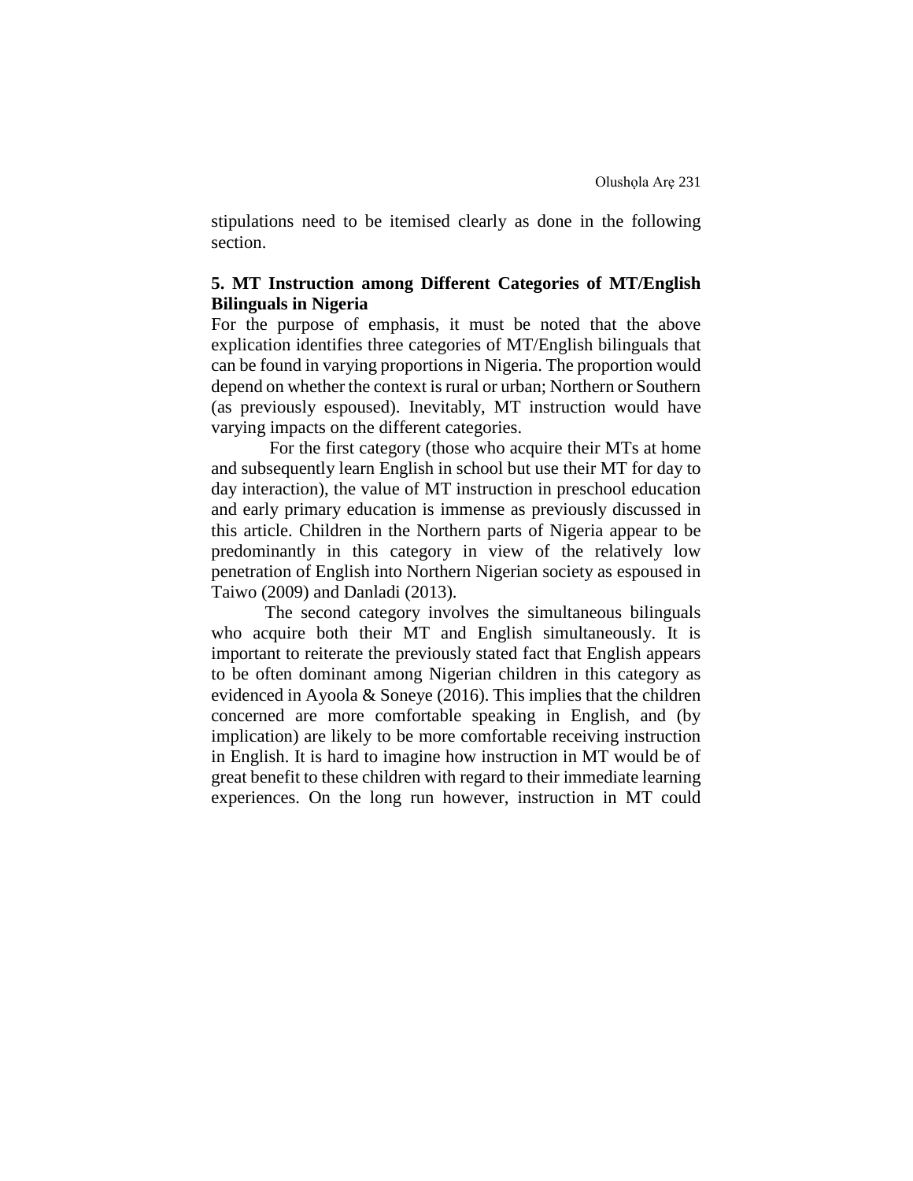stipulations need to be itemised clearly as done in the following section.

## 5. MT Instruction among Different Categories of MT/English Bilinguals in Nigeria

For the purpose of emphasis, it must be noted that the above explication identifies three categories of MT/English bilinguals that can be found in varying proportions in Nigeria. The proportion would depend on whether the context is rural or urban; Northern or Southern (as previously espoused). Inevitably, MT instruction would have varying impacts on the different categories.

For the first category (those who acquire their MTs at home and subsequently learn English in school but use their MT for day to day interaction), the value of MT instruction in preschool education and early primary education is immense as previously discussed in this article. Children in the Northern parts of Nigeria appear to be predominantly in this category in view of the relatively low penetration of English into Northern Nigerian society as espoused in Taiwo (2009) and Danladi (2013).

The second category involves the simultaneous bilinguals who acquire both their MT and English simultaneously. It is important to reiterate the previously stated fact that English appears to be often dominant among Nigerian children in this category as evidenced in Ayoola & Soneye (2016). This implies that the children concerned are more comfortable speaking in English, and (by implication) are likely to be more comfortable receiving instruction in English. It is hard to imagine how instruction in MT would be of great benefit to these children with regard to their immediate learning experiences. On the long run however, instruction in MT could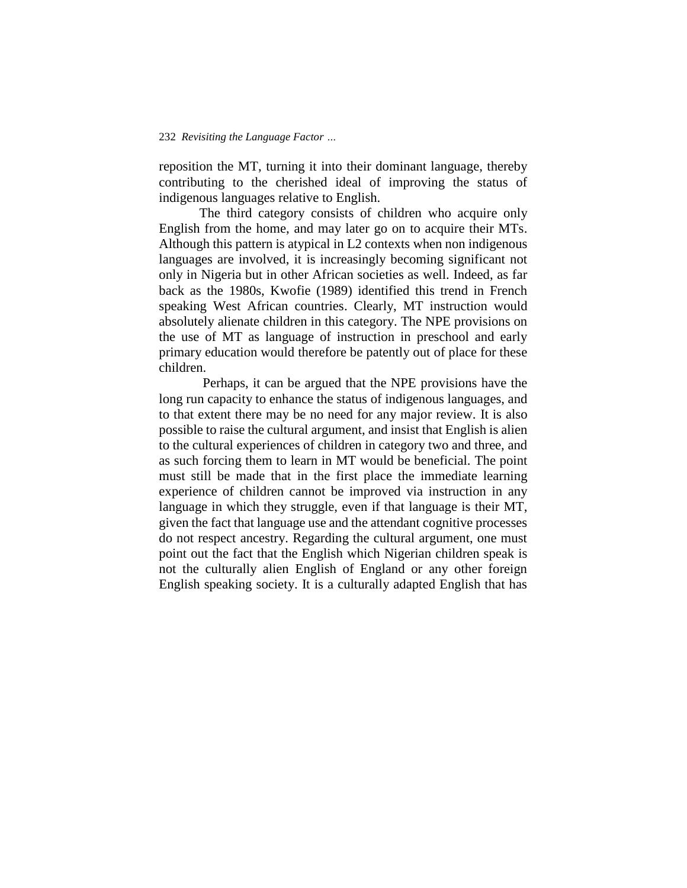reposition the MT, turning it into their dominant language, thereby contributing to the cherished ideal of improving the status of indigenous languages relative to English.

The third category consists of children who acquire only English from the home, and may later go on to acquire their MTs. Although this pattern is atypical in L2 contexts when non indigenous languages are involved, it is increasingly becoming significant not only in Nigeria but in other African societies as well. Indeed, as far back as the 1980s, Kwofie (1989) identified this trend in French speaking West African countries. Clearly, MT instruction would absolutely alienate children in this category. The NPE provisions on the use of MT as language of instruction in preschool and early primary education would therefore be patently out of place for these children.

Perhaps, it can be argued that the NPE provisions have the long run capacity to enhance the status of indigenous languages, and to that extent there may be no need for any major review. It is also possible to raise the cultural argument, and insist that English is alien to the cultural experiences of children in category two and three, and as such forcing them to learn in MT would be beneficial. The point must still be made that in the first place the immediate learning experience of children cannot be improved via instruction in any language in which they struggle, even if that language is their MT, given the fact that language use and the attendant cognitive processes do not respect ancestry. Regarding the cultural argument, one must point out the fact that the English which Nigerian children speak is not the culturally alien English of England or any other foreign English speaking society. It is a culturally adapted English that has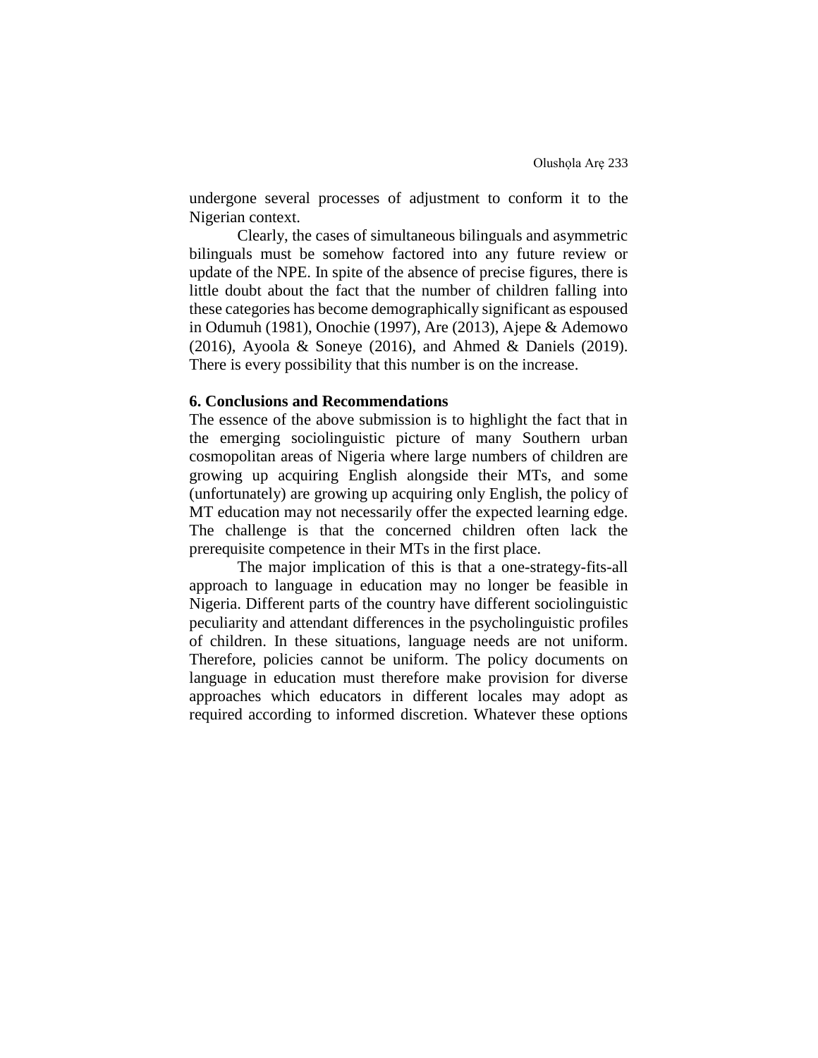undergone several processes of adjustment to conform it to the Nigerian context.

Clearly, the cases of simultaneous bilinguals and asymmetric bilinguals must be somehow factored into any future review or update of the NPE. In spite of the absence of precise figures, there is little doubt about the fact that the number of children falling into these categories has become demographically significant as espoused in Odumuh (1981), Onochie (1997), Are (2013), Ajepe & Ademowo (2016), Ayoola & Soneye (2016), and Ahmed & Daniels (2019). There is every possibility that this number is on the increase.

## 6. Conclusions and Recommendations

The essence of the above submission is to highlight the fact that in the emerging sociolinguistic picture of many Southern urban cosmopolitan areas of Nigeria where large numbers of children are growing up acquiring English alongside their MTs, and some (unfortunately) are growing up acquiring only English, the policy of MT education may not necessarily offer the expected learning edge. The challenge is that the concerned children often lack the prerequisite competence in their MTs in the first place.

The major implication of this is that a one-strategy-fits-all approach to language in education may no longer be feasible in Nigeria. Different parts of the country have different sociolinguistic peculiarity and attendant differences in the psycholinguistic profiles of children. In these situations, language needs are not uniform. Therefore, policies cannot be uniform. The policy documents on language in education must therefore make provision for diverse approaches which educators in different locales may adopt as required according to informed discretion. Whatever these options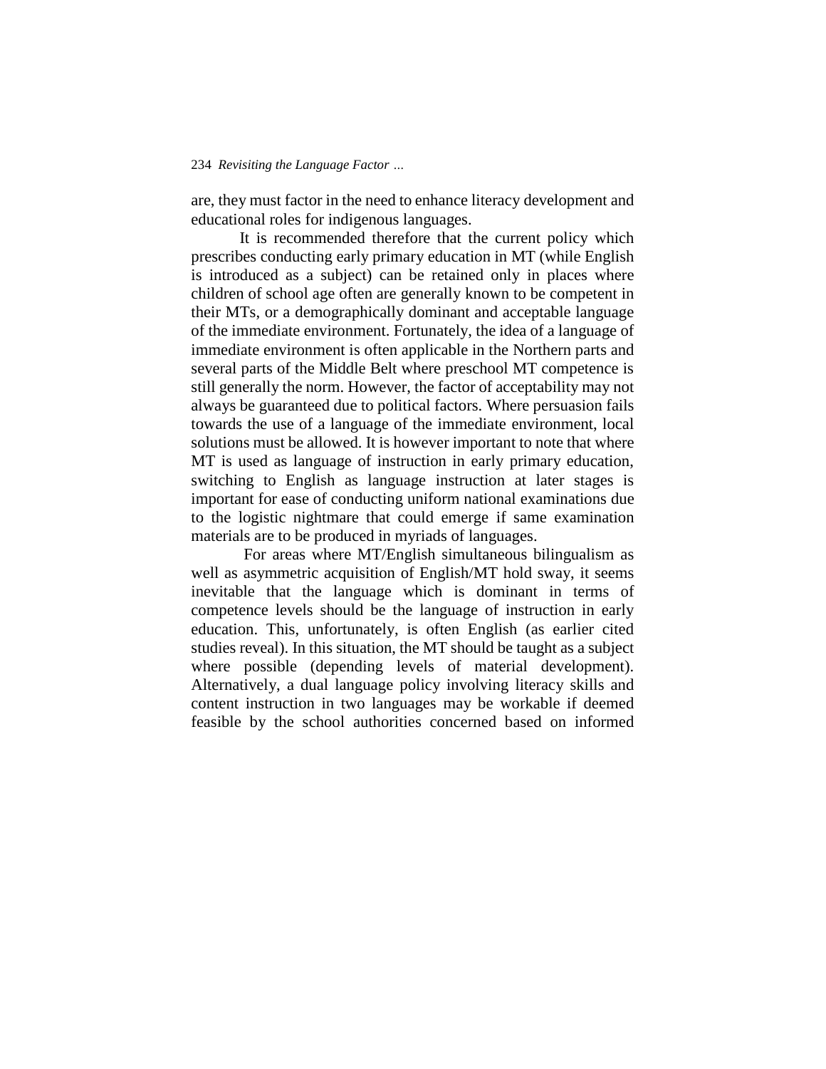are, they must factor in the need to enhance literacy development and educational roles for indigenous languages.

It is recommended therefore that the current policy which prescribes conducting early primary education in MT (while English is introduced as a subject) can be retained only in places where children of school age often are generally known to be competent in their MTs, or a demographically dominant and acceptable language of the immediate environment. Fortunately, the idea of a language of immediate environment is often applicable in the Northern parts and several parts of the Middle Belt where preschool MT competence is still generally the norm. However, the factor of acceptability may not always be guaranteed due to political factors. Where persuasion fails towards the use of a language of the immediate environment, local solutions must be allowed. It is however important to note that where MT is used as language of instruction in early primary education, switching to English as language instruction at later stages is important for ease of conducting uniform national examinations due to the logistic nightmare that could emerge if same examination materials are to be produced in myriads of languages.

For areas where MT/English simultaneous bilingualism as well as asymmetric acquisition of English/MT hold sway, it seems inevitable that the language which is dominant in terms of competence levels should be the language of instruction in early education. This, unfortunately, is often English (as earlier cited studies reveal). In this situation, the MT should be taught as a subject where possible (depending levels of material development). Alternatively, a dual language policy involving literacy skills and content instruction in two languages may be workable if deemed feasible by the school authorities concerned based on informed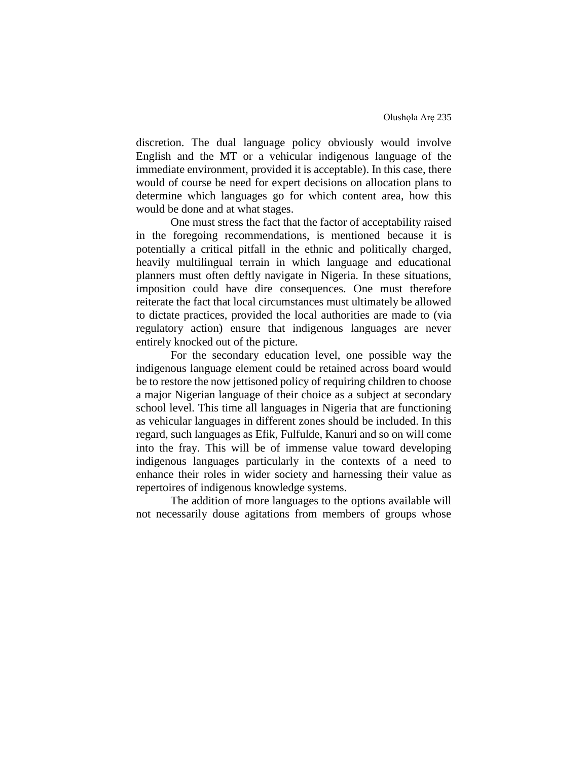discretion. The dual language policy obviously would involve English and the MT or a vehicular indigenous language of the immediate environment, provided it is acceptable). In this case, there would of course be need for expert decisions on allocation plans to determine which languages go for which content area, how this would be done and at what stages.

One must stress the fact that the factor of acceptability raised in the foregoing recommendations, is mentioned because it is potentially a critical pitfall in the ethnic and politically charged, heavily multilingual terrain in which language and educational planners must often deftly navigate in Nigeria. In these situations, imposition could have dire consequences. One must therefore reiterate the fact that local circumstances must ultimately be allowed to dictate practices, provided the local authorities are made to (via regulatory action) ensure that indigenous languages are never entirely knocked out of the picture.

For the secondary education level, one possible way the indigenous language element could be retained across board would be to restore the now jettisoned policy of requiring children to choose a major Nigerian language of their choice as a subject at secondary school level. This time all languages in Nigeria that are functioning as vehicular languages in different zones should be included. In this regard, such languages as Efik, Fulfulde, Kanuri and so on will come into the fray. This will be of immense value toward developing indigenous languages particularly in the contexts of a need to enhance their roles in wider society and harnessing their value as repertoires of indigenous knowledge systems.

The addition of more languages to the options available will not necessarily douse agitations from members of groups whose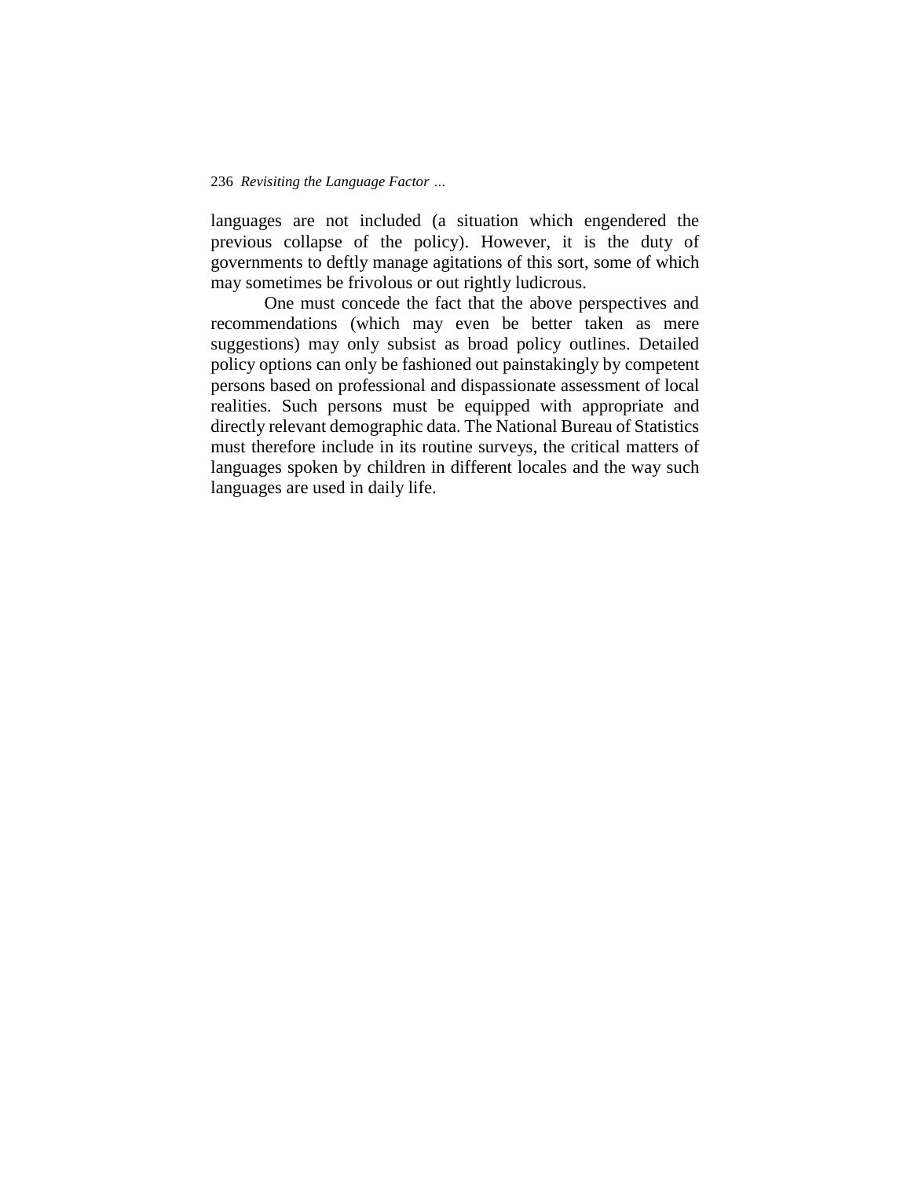languages are not included (a situation which engendered the previous collapse of the policy). However, it is the duty of governments to deftly manage agitations of this sort, some of which may sometimes be frivolous or out rightly ludicrous.

One must concede the fact that the above perspectives and recommendations (which may even be better taken as mere suggestions) may only subsist as broad policy outlines. Detailed policy options can only be fashioned out painstakingly by competent persons based on professional and dispassionate assessment of local realities. Such persons must be equipped with appropriate and directly relevant demographic data. The National Bureau of Statistics must therefore include in its routine surveys, the critical matters of languages spoken by children in different locales and the way such languages are used in daily life.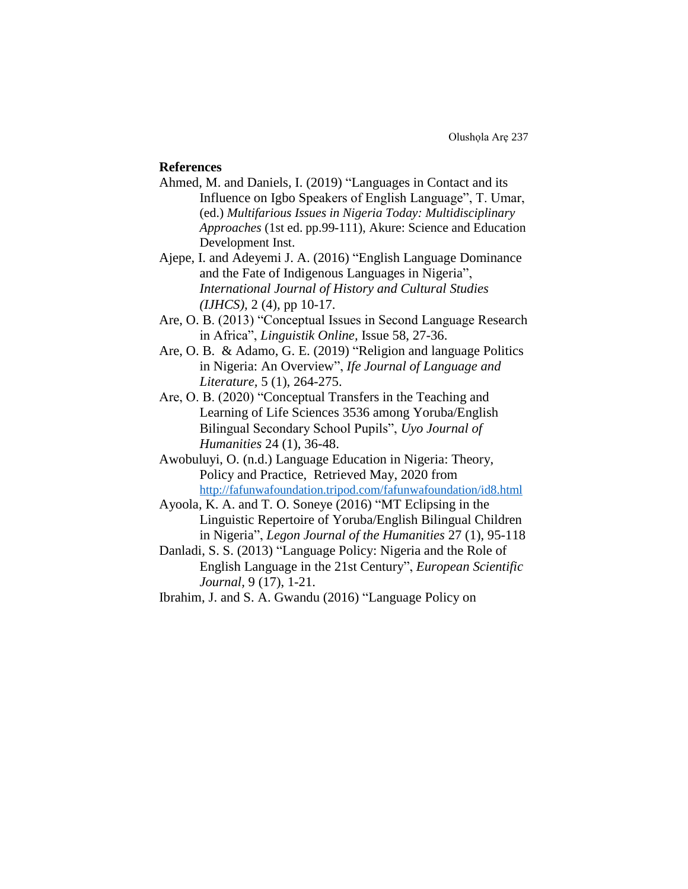## References

Ahmed, M. and Daniels, I. (2019) "Languages in Contact and its Influence on Igbo Speakers of English Language", T. Umar, (ed.) *Multifarious Issues in Nigeria Today: Multidisciplinary Approaches* (1st ed. pp.99-111), Akure: Science and Education Development Inst.

Ajepe, I. and Adeyemi J. A. (2016) "English Language Dominance and the Fate of Indigenous Languages in Nigeria", *International Journal of History and Cultural Studies (IJHCS),* 2 (4), pp 10-17.

Are, O. B. (2013) "Conceptual Issues in Second Language Research in Africa", *Linguistik Online,* Issue 58, 27-36.

Are, O. B. & Adamo, G. E. (2019) "Religion and language Politics in Nigeria: An Overview", *Ife Journal of Language and Literature,* 5 (1), 264-275.

Are, O. B. (2020) "Conceptual Transfers in the Teaching and Learning of Life Sciences 3536 among Yoruba/English Bilingual Secondary School Pupils", *Uyo Journal of Humanities* 24 (1), 36-48.

Awobuluyi, O. (n.d.) Language Education in Nigeria: Theory, Policy and Practice, Retrieved May, 2020 from http://fafunwafoundation.tripod.com/fafunwafoundation/id8.html

Ayoola, K. A. and T. O. Soneye (2016) "MT Eclipsing in the Linguistic Repertoire of Yoruba/English Bilingual Children in Nigeria", *Legon Journal of the Humanities* 27 (1), 95-118

Danladi, S. S. (2013) "Language Policy: Nigeria and the Role of English Language in the 21st Century", *European Scientific Journal,* 9 (17), 1-21.

Ibrahim, J. and S. A. Gwandu (2016) "Language Policy on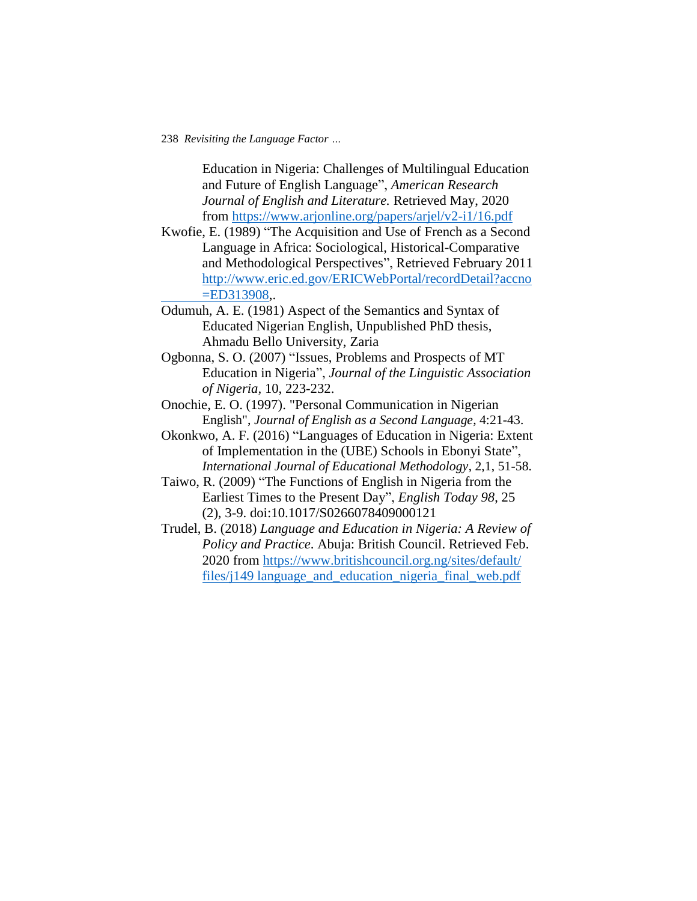Education in Nigeria: Challenges of Multilingual Education and Future of English Language", *American Research Journal of English and Literature.* Retrieved May, 2020 from https://www.arjonline.org/papers/arjel/v2-i1/16.pdf

Kwofie, E. (1989) "The Acquisition and Use of French as a Second Language in Africa: Sociological, Historical-Comparative and Methodological Perspectives", Retrieved February 2011 http://www.eric.ed.gov/ERICWebPortal/recordDetail?accno=ED313908,.

Odumuh, A. E. (1981) Aspect of the Semantics and Syntax of Educated Nigerian English, Unpublished PhD thesis, Ahmadu Bello University, Zaria

Ogbonna, S. O. (2007) "Issues, Problems and Prospects of MT Education in Nigeria", *Journal of the Linguistic Association of Nigeria*, 10, 223-232.

Onochie, E. O. (1997). "Personal Communication in Nigerian English", *Journal of English as a Second Language*, 4:21-43.

Okonkwo, A. F. (2016) "Languages of Education in Nigeria: Extent of Implementation in the (UBE) Schools in Ebonyi State", *International Journal of Educational Methodology*, 2,1, 51-58.

Taiwo, R. (2009) "The Functions of English in Nigeria from the Earliest Times to the Present Day", *English Today 98*, 25 (2), 3-9. doi:10.1017/S0266078409000121

Trudel, B. (2018) *Language and Education in Nigeria: A Review of Policy and Practice*. Abuja: British Council. Retrieved Feb. 2020 from https://www.britishcouncil.org.ng/sites/default/files/j149 language_and_education_nigeria_final_web.pdf